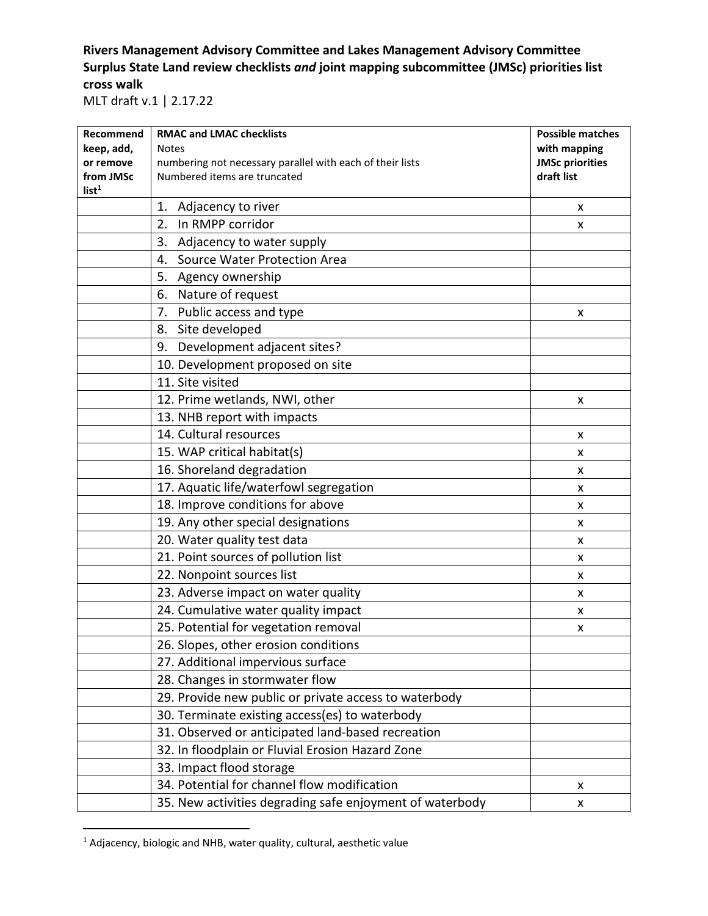**Rivers Management Advisory Committee and Lakes Management Advisory Committee Surplus State Land review checklists *and* joint mapping subcommittee (JMSc) priorities list cross walk**

MLT draft v.1 | 2.17.22

| **Recommend keep, add, or remove from JMSc list**[1] | **RMAC and LMAC checklists**<br>Notes<br>numbering not necessary parallel with each of their lists<br>Numbered items are truncated | **Possible matches with mapping JMSc priorities draft list** |
|---|---|---|
| | 1. Adjacency to river | x |
| | 2. In RMPP corridor | x |
| | 3. Adjacency to water supply | |
| | 4. Source Water Protection Area | |
| | 5. Agency ownership | |
| | 6. Nature of request | |
| | 7. Public access and type | x |
| | 8. Site developed | |
| | 9. Development adjacent sites? | |
| | 10. Development proposed on site | |
| | 11. Site visited | |
| | 12. Prime wetlands, NWI, other | x |
| | 13. NHB report with impacts | |
| | 14. Cultural resources | x |
| | 15. WAP critical habitat(s) | x |
| | 16. Shoreland degradation | x |
| | 17. Aquatic life/waterfowl segregation | x |
| | 18. Improve conditions for above | x |
| | 19. Any other special designations | x |
| | 20. Water quality test data | x |
| | 21. Point sources of pollution list | x |
| | 22. Nonpoint sources list | x |
| | 23. Adverse impact on water quality | x |
| | 24. Cumulative water quality impact | x |
| | 25. Potential for vegetation removal | x |
| | 26. Slopes, other erosion conditions | |
| | 27. Additional impervious surface | |
| | 28. Changes in stormwater flow | |
| | 29. Provide new public or private access to waterbody | |
| | 30. Terminate existing access(es) to waterbody | |
| | 31. Observed or anticipated land-based recreation | |
| | 32. In floodplain or Fluvial Erosion Hazard Zone | |
| | 33. Impact flood storage | |
| | 34. Potential for channel flow modification | x |
| | 35. New activities degrading safe enjoyment of waterbody | x |

[1] Adjacency, biologic and NHB, water quality, cultural, aesthetic value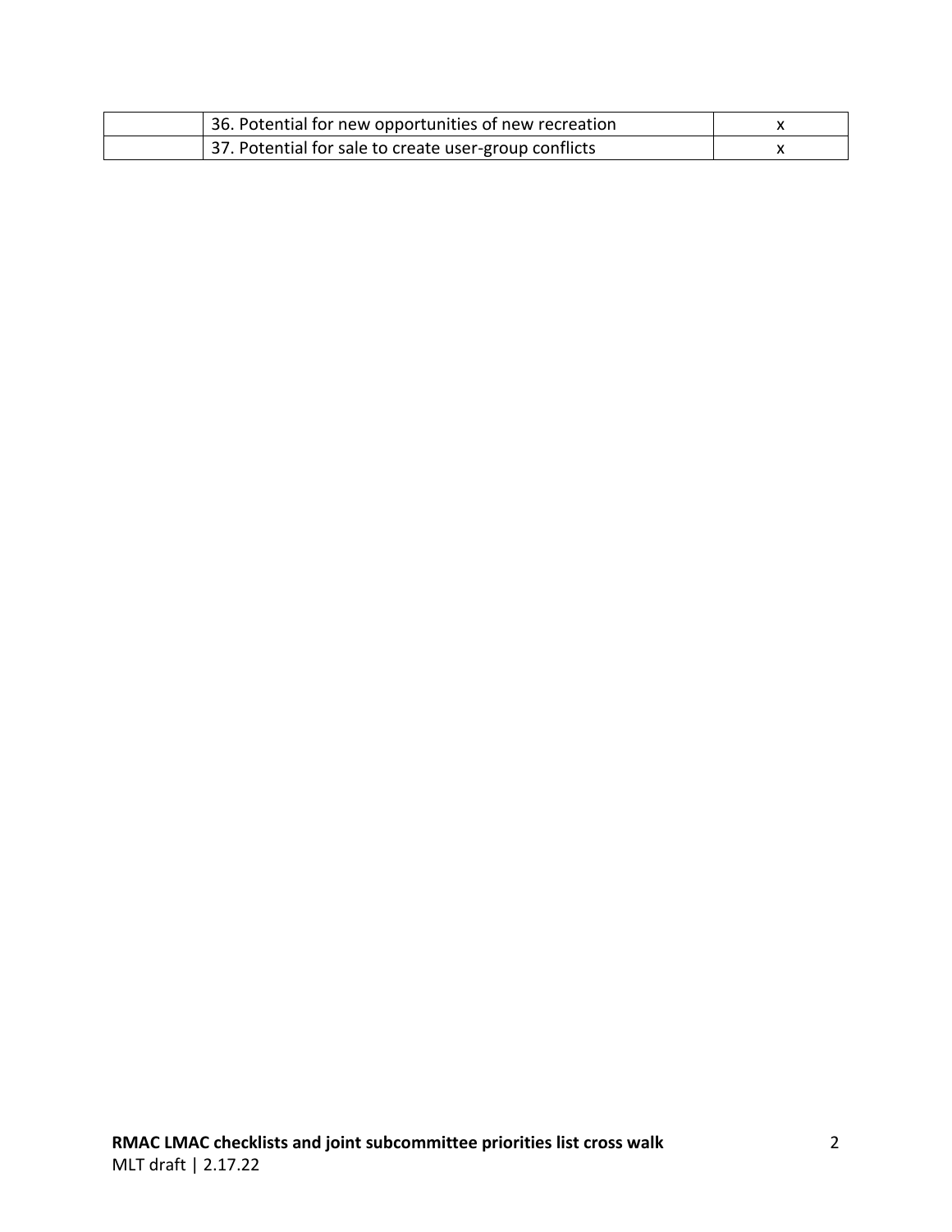| | | |
|---|---|---|
| | 36. Potential for new opportunities of new recreation | x |
| | 37. Potential for sale to create user-group conflicts | x |